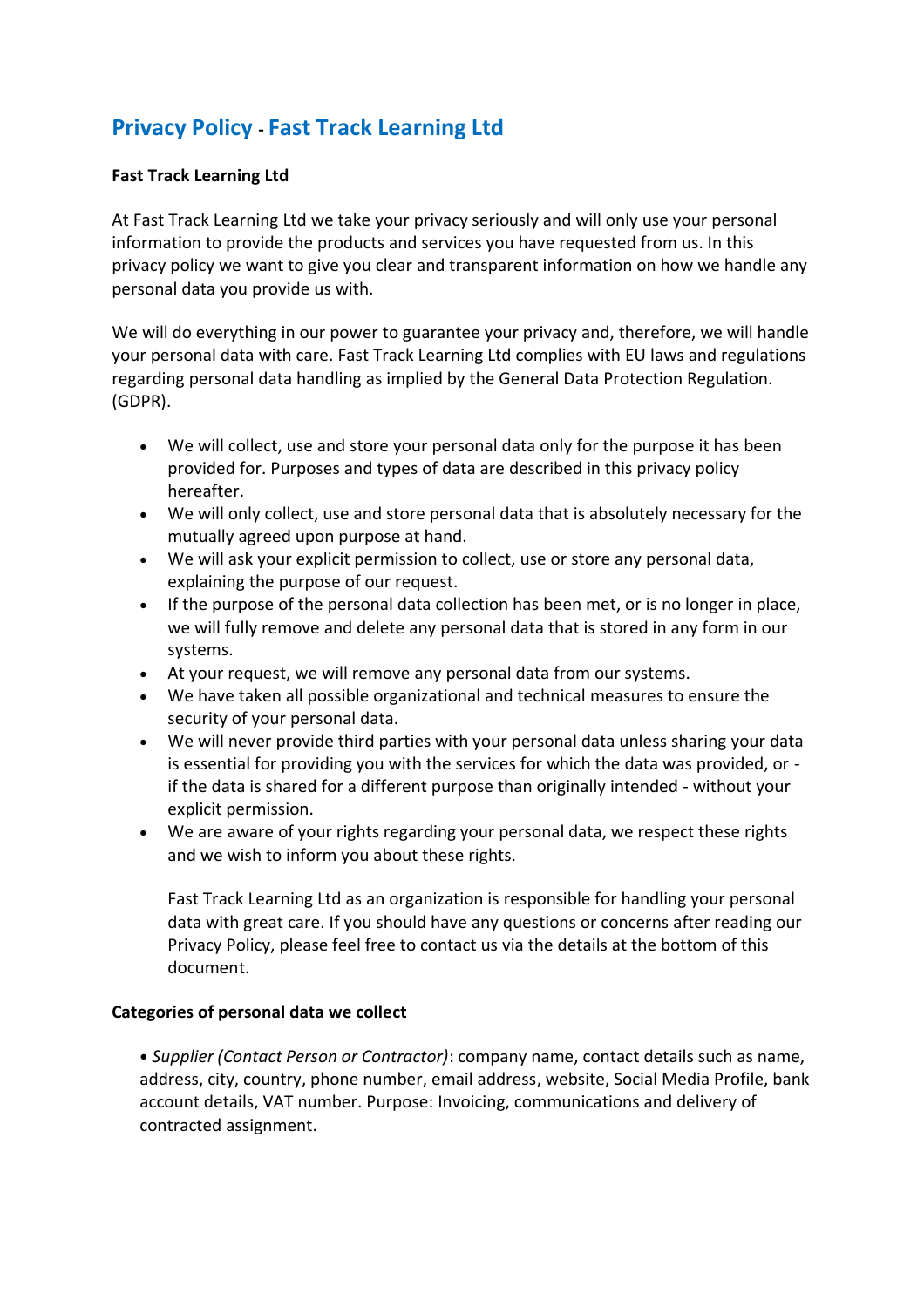# Privacy Policy - Fast Track Learning Ltd

**Fast Track Learning Ltd**

At Fast Track Learning Ltd we take your privacy seriously and will only use your personal information to provide the products and services you have requested from us. In this privacy policy we want to give you clear and transparent information on how we handle any personal data you provide us with.

We will do everything in our power to guarantee your privacy and, therefore, we will handle your personal data with care. Fast Track Learning Ltd complies with EU laws and regulations regarding personal data handling as implied by the General Data Protection Regulation. (GDPR).

- We will collect, use and store your personal data only for the purpose it has been provided for. Purposes and types of data are described in this privacy policy hereafter.
- We will only collect, use and store personal data that is absolutely necessary for the mutually agreed upon purpose at hand.
- We will ask your explicit permission to collect, use or store any personal data, explaining the purpose of our request.
- If the purpose of the personal data collection has been met, or is no longer in place, we will fully remove and delete any personal data that is stored in any form in our systems.
- At your request, we will remove any personal data from our systems.
- We have taken all possible organizational and technical measures to ensure the security of your personal data.
- We will never provide third parties with your personal data unless sharing your data is essential for providing you with the services for which the data was provided, or - if the data is shared for a different purpose than originally intended - without your explicit permission.
- We are aware of your rights regarding your personal data, we respect these rights and we wish to inform you about these rights.

  Fast Track Learning Ltd as an organization is responsible for handling your personal data with great care. If you should have any questions or concerns after reading our Privacy Policy, please feel free to contact us via the details at the bottom of this document.

**Categories of personal data we collect**

• *Supplier (Contact Person or Contractor)*: company name, contact details such as name, address, city, country, phone number, email address, website, Social Media Profile, bank account details, VAT number. Purpose: Invoicing, communications and delivery of contracted assignment.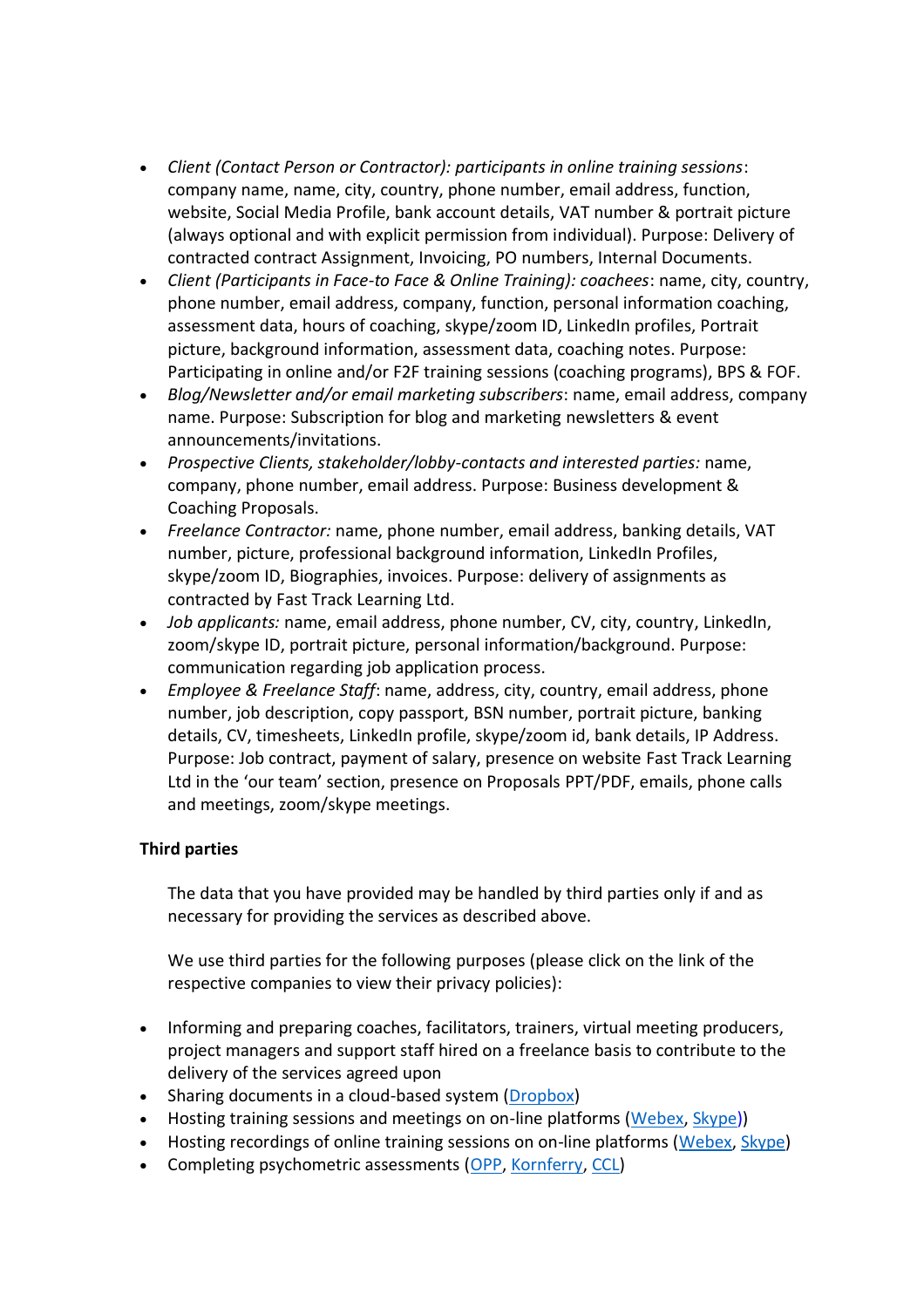- *Client (Contact Person or Contractor): participants in online training sessions*: company name, name, city, country, phone number, email address, function, website, Social Media Profile, bank account details, VAT number & portrait picture (always optional and with explicit permission from individual). Purpose: Delivery of contracted contract Assignment, Invoicing, PO numbers, Internal Documents.
- *Client (Participants in Face-to Face & Online Training): coachees*: name, city, country, phone number, email address, company, function, personal information coaching, assessment data, hours of coaching, skype/zoom ID, LinkedIn profiles, Portrait picture, background information, assessment data, coaching notes. Purpose: Participating in online and/or F2F training sessions (coaching programs), BPS & FOF.
- *Blog/Newsletter and/or email marketing subscribers*: name, email address, company name. Purpose: Subscription for blog and marketing newsletters & event announcements/invitations.
- *Prospective Clients, stakeholder/lobby-contacts and interested parties:* name, company, phone number, email address. Purpose: Business development & Coaching Proposals.
- *Freelance Contractor:* name, phone number, email address, banking details, VAT number, picture, professional background information, LinkedIn Profiles, skype/zoom ID, Biographies, invoices. Purpose: delivery of assignments as contracted by Fast Track Learning Ltd.
- *Job applicants:* name, email address, phone number, CV, city, country, LinkedIn, zoom/skype ID, portrait picture, personal information/background. Purpose: communication regarding job application process.
- *Employee & Freelance Staff*: name, address, city, country, email address, phone number, job description, copy passport, BSN number, portrait picture, banking details, CV, timesheets, LinkedIn profile, skype/zoom id, bank details, IP Address. Purpose: Job contract, payment of salary, presence on website Fast Track Learning Ltd in the 'our team' section, presence on Proposals PPT/PDF, emails, phone calls and meetings, zoom/skype meetings.

**Third parties**

The data that you have provided may be handled by third parties only if and as necessary for providing the services as described above.

We use third parties for the following purposes (please click on the link of the respective companies to view their privacy policies):

- Informing and preparing coaches, facilitators, trainers, virtual meeting producers, project managers and support staff hired on a freelance basis to contribute to the delivery of the services agreed upon
- Sharing documents in a cloud-based system (Dropbox)
- Hosting training sessions and meetings on on-line platforms (Webex, Skype))
- Hosting recordings of online training sessions on on-line platforms (Webex, Skype)
- Completing psychometric assessments (OPP, Kornferry, CCL)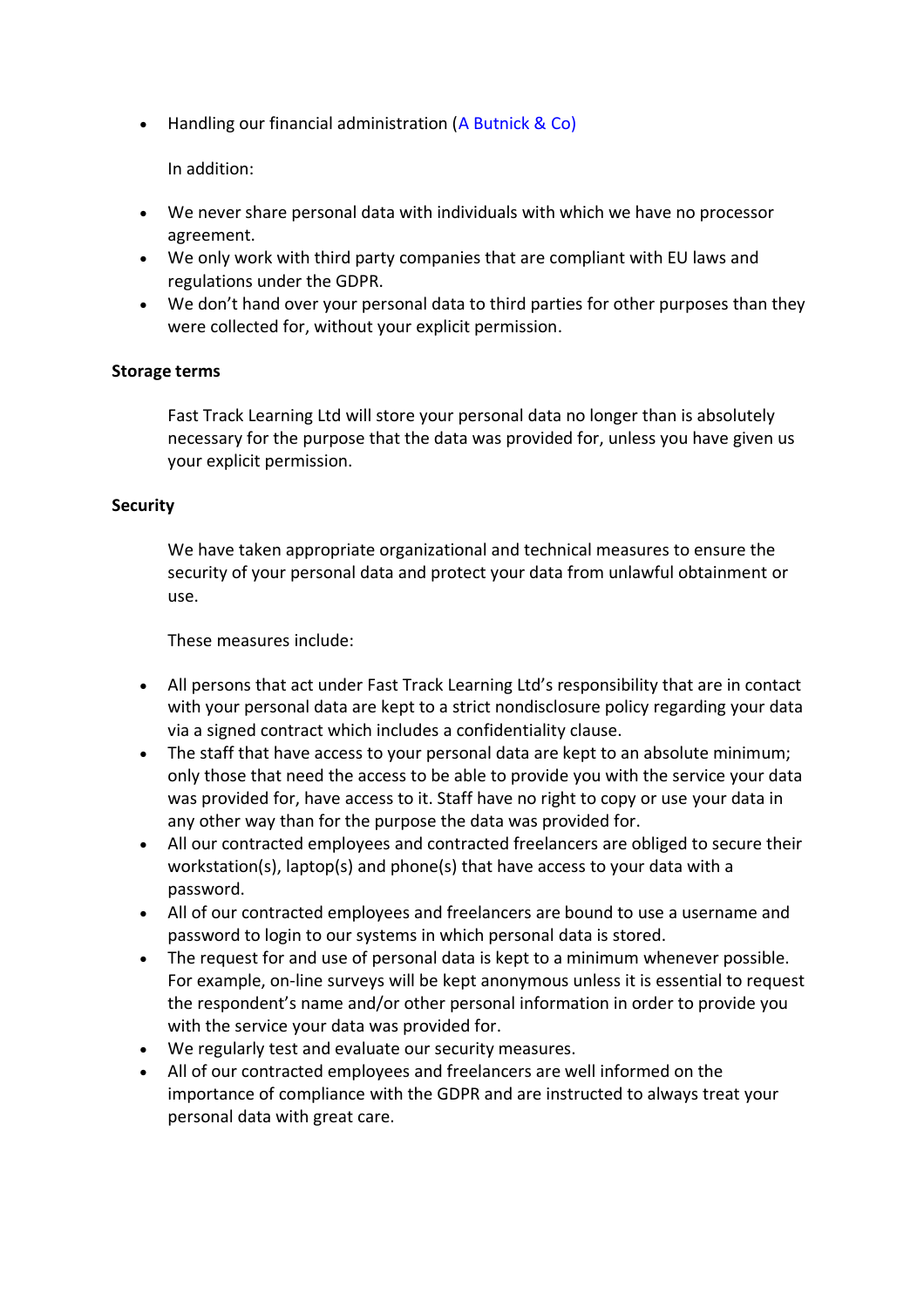- Handling our financial administration (A Butnick & Co)

  In addition:

- We never share personal data with individuals with which we have no processor agreement.
- We only work with third party companies that are compliant with EU laws and regulations under the GDPR.
- We don't hand over your personal data to third parties for other purposes than they were collected for, without your explicit permission.

**Storage terms**

Fast Track Learning Ltd will store your personal data no longer than is absolutely necessary for the purpose that the data was provided for, unless you have given us your explicit permission.

**Security**

We have taken appropriate organizational and technical measures to ensure the security of your personal data and protect your data from unlawful obtainment or use.

These measures include:

- All persons that act under Fast Track Learning Ltd's responsibility that are in contact with your personal data are kept to a strict nondisclosure policy regarding your data via a signed contract which includes a confidentiality clause.
- The staff that have access to your personal data are kept to an absolute minimum; only those that need the access to be able to provide you with the service your data was provided for, have access to it. Staff have no right to copy or use your data in any other way than for the purpose the data was provided for.
- All our contracted employees and contracted freelancers are obliged to secure their workstation(s), laptop(s) and phone(s) that have access to your data with a password.
- All of our contracted employees and freelancers are bound to use a username and password to login to our systems in which personal data is stored.
- The request for and use of personal data is kept to a minimum whenever possible. For example, on-line surveys will be kept anonymous unless it is essential to request the respondent's name and/or other personal information in order to provide you with the service your data was provided for.
- We regularly test and evaluate our security measures.
- All of our contracted employees and freelancers are well informed on the importance of compliance with the GDPR and are instructed to always treat your personal data with great care.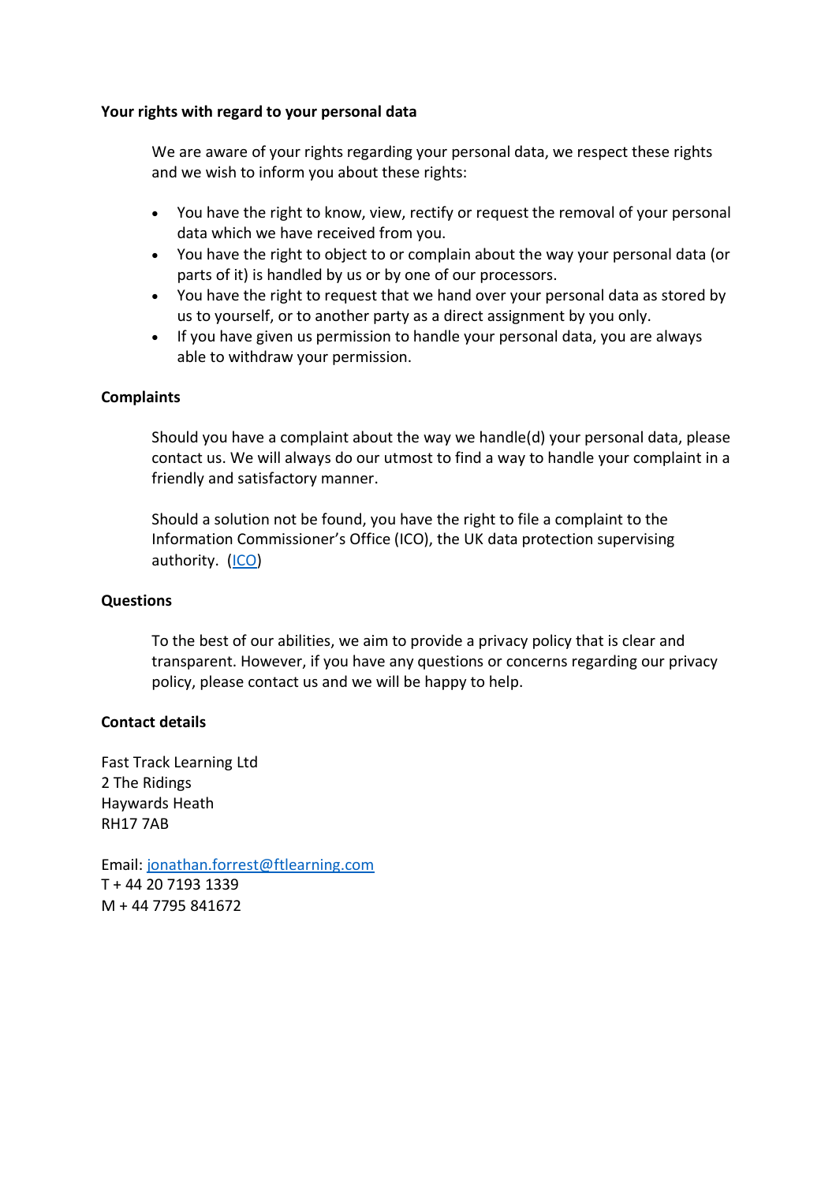**Your rights with regard to your personal data**

We are aware of your rights regarding your personal data, we respect these rights and we wish to inform you about these rights:

- You have the right to know, view, rectify or request the removal of your personal data which we have received from you.
- You have the right to object to or complain about the way your personal data (or parts of it) is handled by us or by one of our processors.
- You have the right to request that we hand over your personal data as stored by us to yourself, or to another party as a direct assignment by you only.
- If you have given us permission to handle your personal data, you are always able to withdraw your permission.

**Complaints**

Should you have a complaint about the way we handle(d) your personal data, please contact us. We will always do our utmost to find a way to handle your complaint in a friendly and satisfactory manner.

Should a solution not be found, you have the right to file a complaint to the Information Commissioner's Office (ICO), the UK data protection supervising authority. (ICO)

**Questions**

To the best of our abilities, we aim to provide a privacy policy that is clear and transparent. However, if you have any questions or concerns regarding our privacy policy, please contact us and we will be happy to help.

**Contact details**

Fast Track Learning Ltd
2 The Ridings
Haywards Heath
RH17 7AB

Email: jonathan.forrest@ftlearning.com
T + 44 20 7193 1339
M + 44 7795 841672